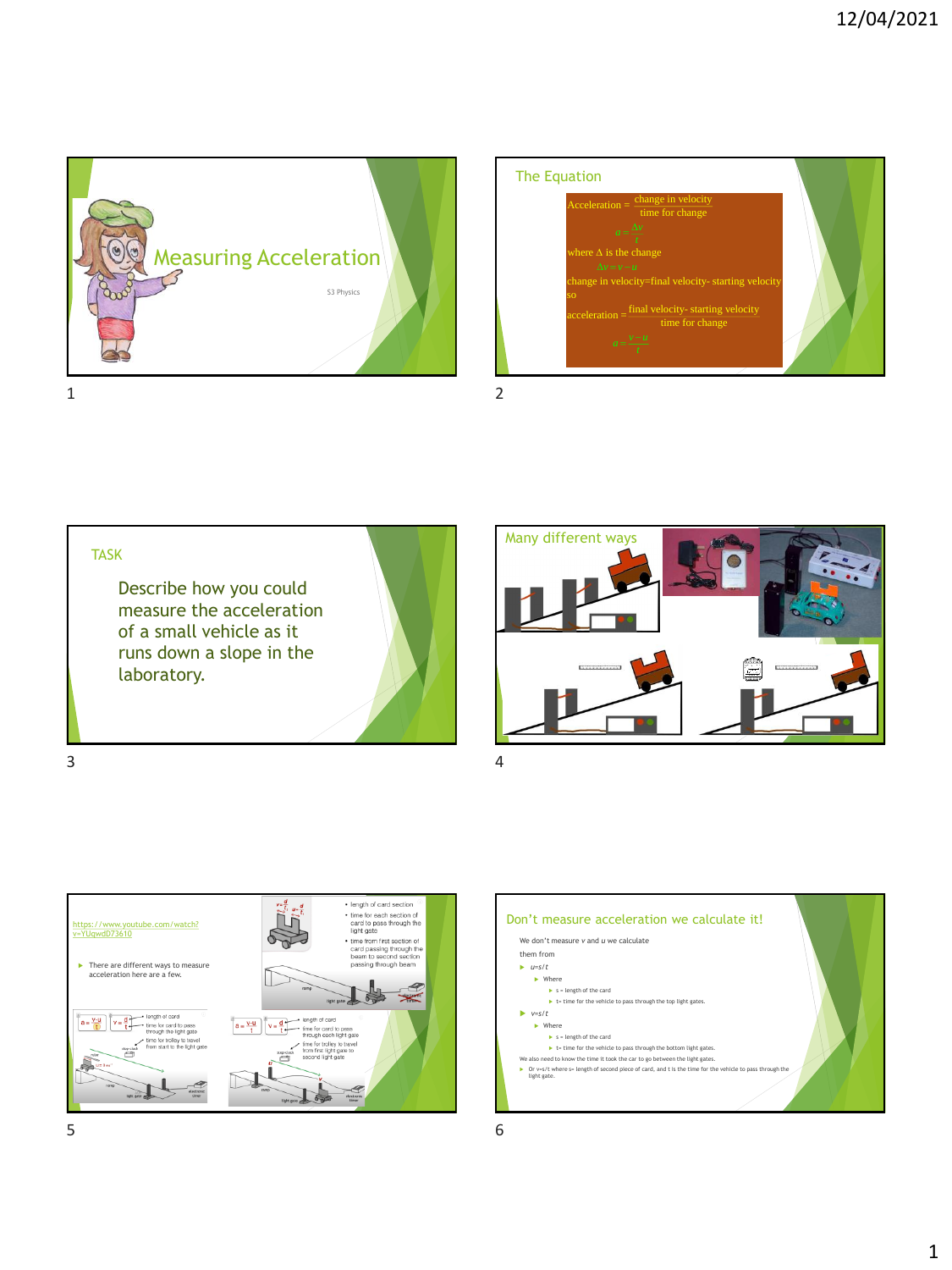# Measuring Acceleration

S3 Physics

## The Equation

$$\text{Acceleration} = \frac{\text{change in velocity}}{\text{time for change}}$$

$$a = \frac{\Delta v}{t}$$

where Δ is the change

$$\Delta v = v - u$$

change in velocity=final velocity- starting velocity

so

$$\text{acceleration} = \frac{\text{final velocity- starting velocity}}{\text{time for change}}$$

$$a = \frac{v - u}{t}$$

## TASK

Describe how you could measure the acceleration of a small vehicle as it runs down a slope in the laboratory.

## Many different ways

https://www.youtube.com/watch?v=YUqwdD73610

- There are different ways to measure acceleration here are a few.

- length of card section
- time for each section of card to pass through the light gate
- time from first section of card passing through the beam to second section passing through beam

- length of card
- time for card to pass through the light gate
- time for trolley to travel from start to the light gate

- length of card
- time for card to pass through each light gate
- time for trolley to travel from first light gate to second light gate

## Don't measure acceleration we calculate it!

We don't measure $v$ and $u$ we calculate them from

- $u = s/t$
  - Where
    - s = length of the card
    - t= time for the vehicle to pass through the top light gates.
- $v = s/t$
  - Where
    - s = length of the card
    - t= time for the vehicle to pass through the bottom light gates.

We also need to know the time it took the car to go between the light gates.

- Or $v = s/t$ where s= length of second piece of card, and t is the time for the vehicle to pass through the light gate.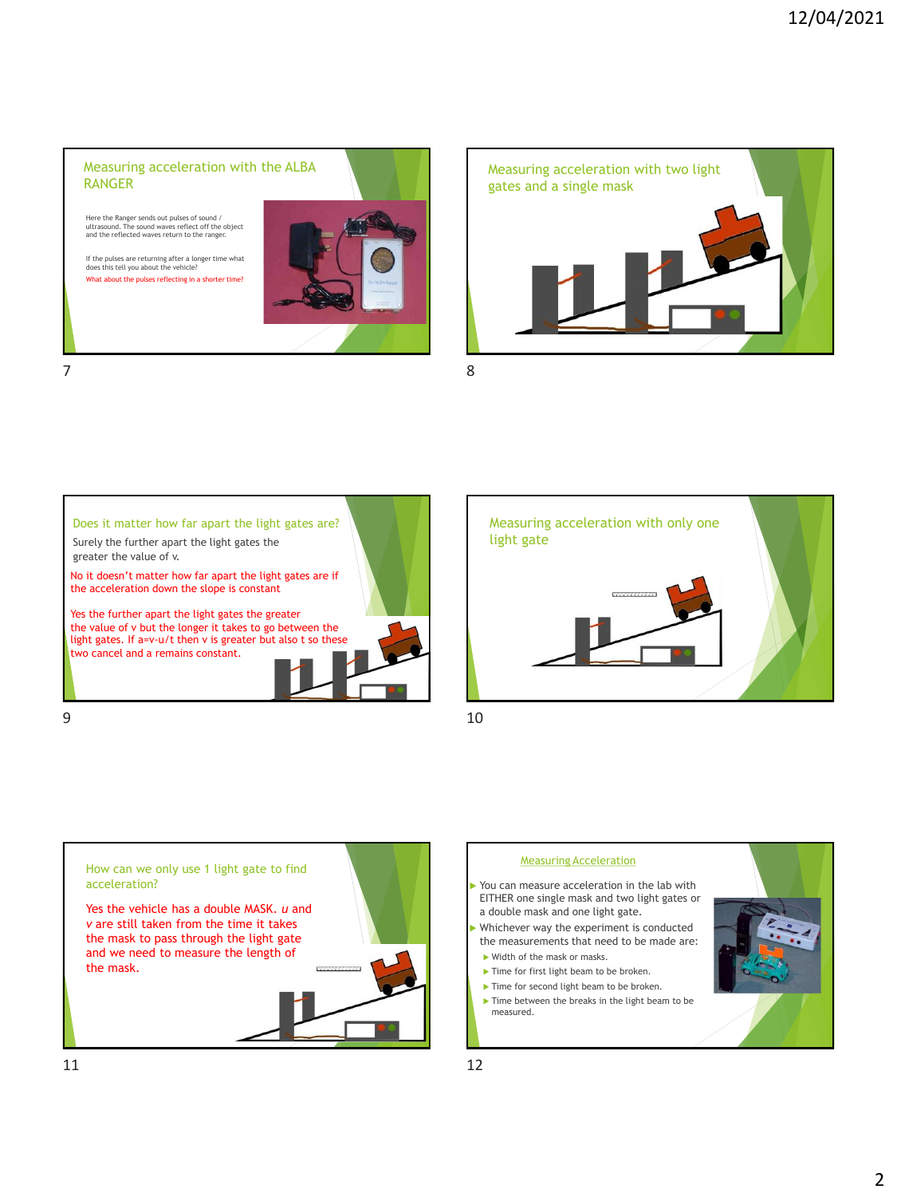## Measuring acceleration with the ALBA RANGER

Here the Ranger sends out pulses of sound / ultrasound. The sound waves reflect off the object and the reflected waves return to the ranger.

If the pulses are returning after a longer time what does this tell you about the vehicle?

What about the pulses reflecting in a shorter time?

## Measuring acceleration with two light gates and a single mask

## Does it matter how far apart the light gates are?

Surely the further apart the light gates the greater the value of v.

No it doesn't matter how far apart the light gates are if the acceleration down the slope is constant

Yes the further apart the light gates the greater the value of v but the longer it takes to go between the light gates. If a=v-u/t then v is greater but also t so these two cancel and a remains constant.

## Measuring acceleration with only one light gate

## How can we only use 1 light gate to find acceleration?

Yes the vehicle has a double MASK. *u* and *v* are still taken from the time it takes the mask to pass through the light gate and we need to measure the length of the mask.

## Measuring Acceleration

- You can measure acceleration in the lab with EITHER one single mask and two light gates or a double mask and one light gate.
- Whichever way the experiment is conducted the measurements that need to be made are:
  - Width of the mask or masks.
  - Time for first light beam to be broken.
  - Time for second light beam to be broken.
  - Time between the breaks in the light beam to be measured.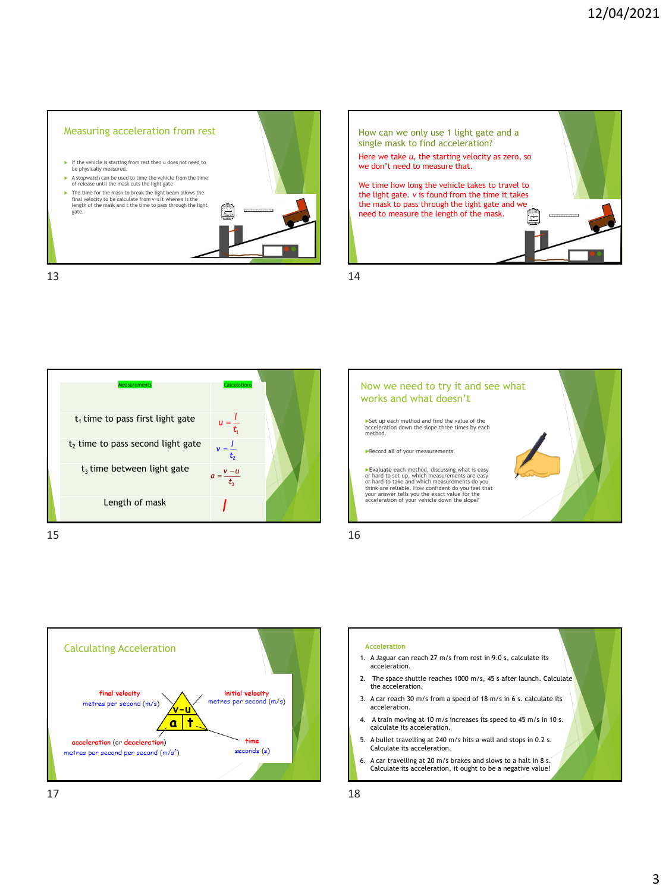## Measuring acceleration from rest

- If the vehicle is starting from rest then u does not need to be physically measured.
- A stopwatch can be used to time the vehicle from the time of release until the mask cuts the light gate
- The time for the mask to break the light beam allows the final velocity to be calculate from v=s/t where s is the length of the mask and t the time to pass through the light gate.

## How can we only use 1 light gate and a single mask to find acceleration?

Here we take *u*, the starting velocity as zero, so we don't need to measure that.

We time how long the vehicle takes to travel to the light gate. *v* is found from the time it takes the mask to pass through the light gate and we need to measure the length of the mask.

| Measurements | Calculations |
|---|---|
| $t_1$ time to pass first light gate | $u = \frac{l}{t_1}$ |
| $t_2$ time to pass second light gate | $v = \frac{l}{t_2}$ |
| $t_3$ time between light gate | $a = \frac{v-u}{t_3}$ |
| Length of mask | $l$ |

## Now we need to try it and see what works and what doesn't

- Set up each method and find the value of the acceleration down the slope three times by each method.
- Record **all** of your measurements
- **Evaluate** each method, discussing what is easy or hard to set up, which measurements are easy or hard to take and which measurements do you think are reliable. How confident do you feel that your answer tells you the exact value for the acceleration of your vehicle down the slope?

## Calculating Acceleration

final velocity – metres per second (m/s)

initial velocity – metres per second (m/s)

acceleration (or deceleration) – metres per second per second ($m/s^2$)

time – seconds (s)

$$a = \frac{v-u}{t}$$

## Acceleration

1. A Jaguar can reach 27 m/s from rest in 9.0 s, calculate its acceleration.
2. The space shuttle reaches 1000 m/s, 45 s after launch. Calculate the acceleration.
3. A car reach 30 m/s from a speed of 18 m/s in 6 s. calculate its acceleration.
4. A train moving at 10 m/s increases its speed to 45 m/s in 10 s. calculate its acceleration.
5. A bullet travelling at 240 m/s hits a wall and stops in 0.2 s. Calculate its acceleration.
6. A car travelling at 20 m/s brakes and slows to a halt in 8 s. Calculate its acceleration, it ought to be a negative value!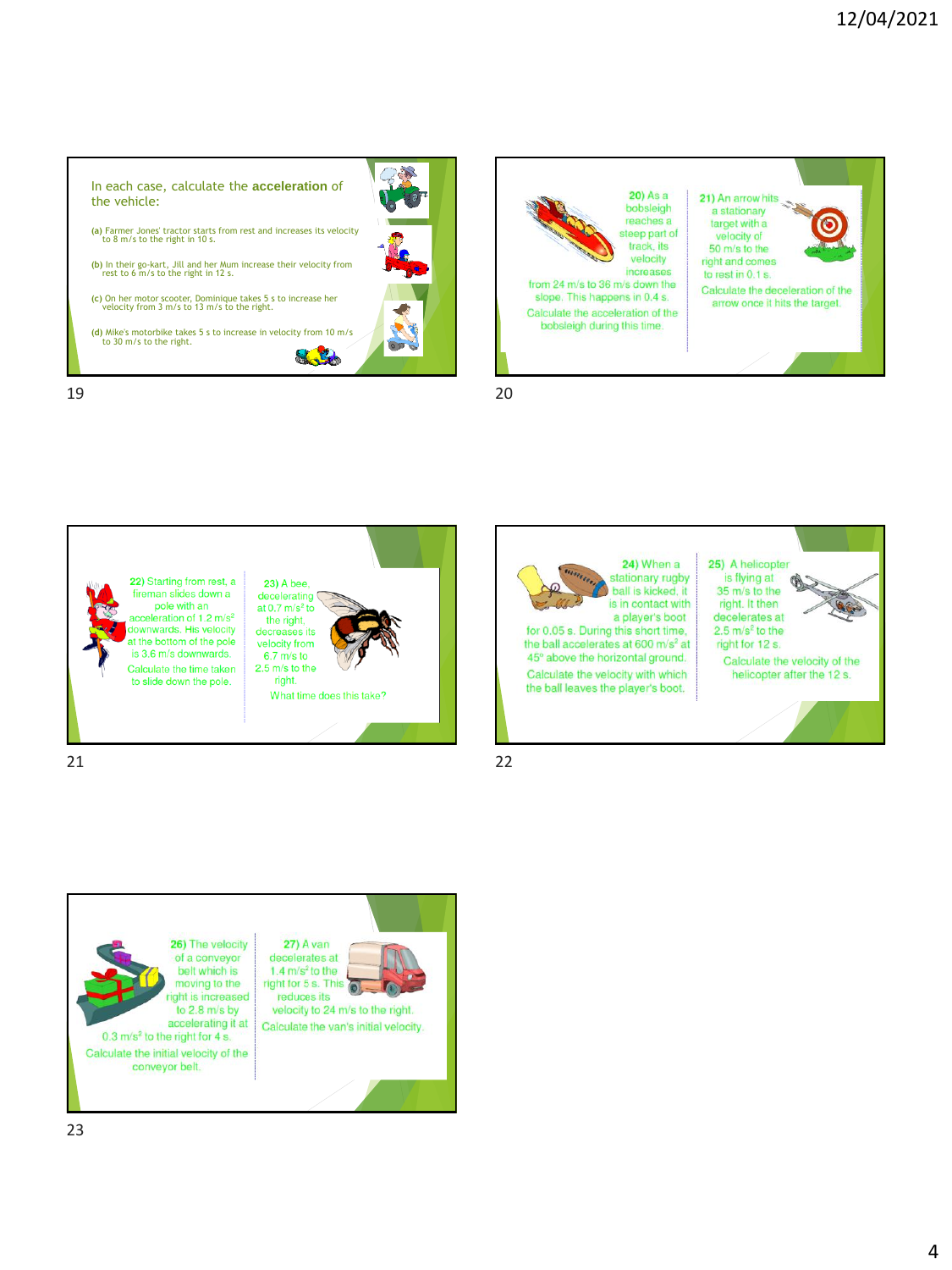In each case, calculate the **acceleration** of the vehicle:

(a) Farmer Jones' tractor starts from rest and increases its velocity to 8 m/s to the right in 10 s.

(b) In their go-kart, Jill and her Mum increase their velocity from rest to 6 m/s to the right in 12 s.

(c) On her motor scooter, Dominique takes 5 s to increase her velocity from 3 m/s to 13 m/s to the right.

(d) Mike's motorbike takes 5 s to increase in velocity from 10 m/s to 30 m/s to the right.

**20)** As a bobsleigh reaches a steep part of track, its velocity increases from 24 m/s to 36 m/s down the slope. This happens in 0.4 s.

Calculate the acceleration of the bobsleigh during this time.

**21)** An arrow hits a stationary target with a velocity of 50 m/s to the right and comes to rest in 0.1 s.

Calculate the deceleration of the arrow once it hits the target.

**22)** Starting from rest, a fireman slides down a pole with an acceleration of 1.2 $m/s^2$ downwards. His velocity at the bottom of the pole is 3.6 m/s downwards.

Calculate the time taken to slide down the pole.

**23)** A bee, decelerating at 0.7 $m/s^2$ to the right, decreases its velocity from 6.7 m/s to 2.5 m/s to the right.

What time does this take?

**24)** When a stationary rugby ball is kicked, it is in contact with a player's boot for 0.05 s. During this short time, the ball accelerates at 600 $m/s^2$ at 45° above the horizontal ground.

Calculate the velocity with which the ball leaves the player's boot.

**25)** A helicopter is flying at 35 m/s to the right. It then decelerates at 2.5 $m/s^2$ to the right for 12 s.

Calculate the velocity of the helicopter after the 12 s.

**26)** The velocity of a conveyor belt which is moving to the right is increased to 2.8 m/s by accelerating it at 0.3 $m/s^2$ to the right for 4 s.

Calculate the initial velocity of the conveyor belt.

**27)** A van decelerates at 1.4 $m/s^2$ to the right for 5 s. This reduces its velocity to 24 m/s to the right.

Calculate the van's initial velocity.